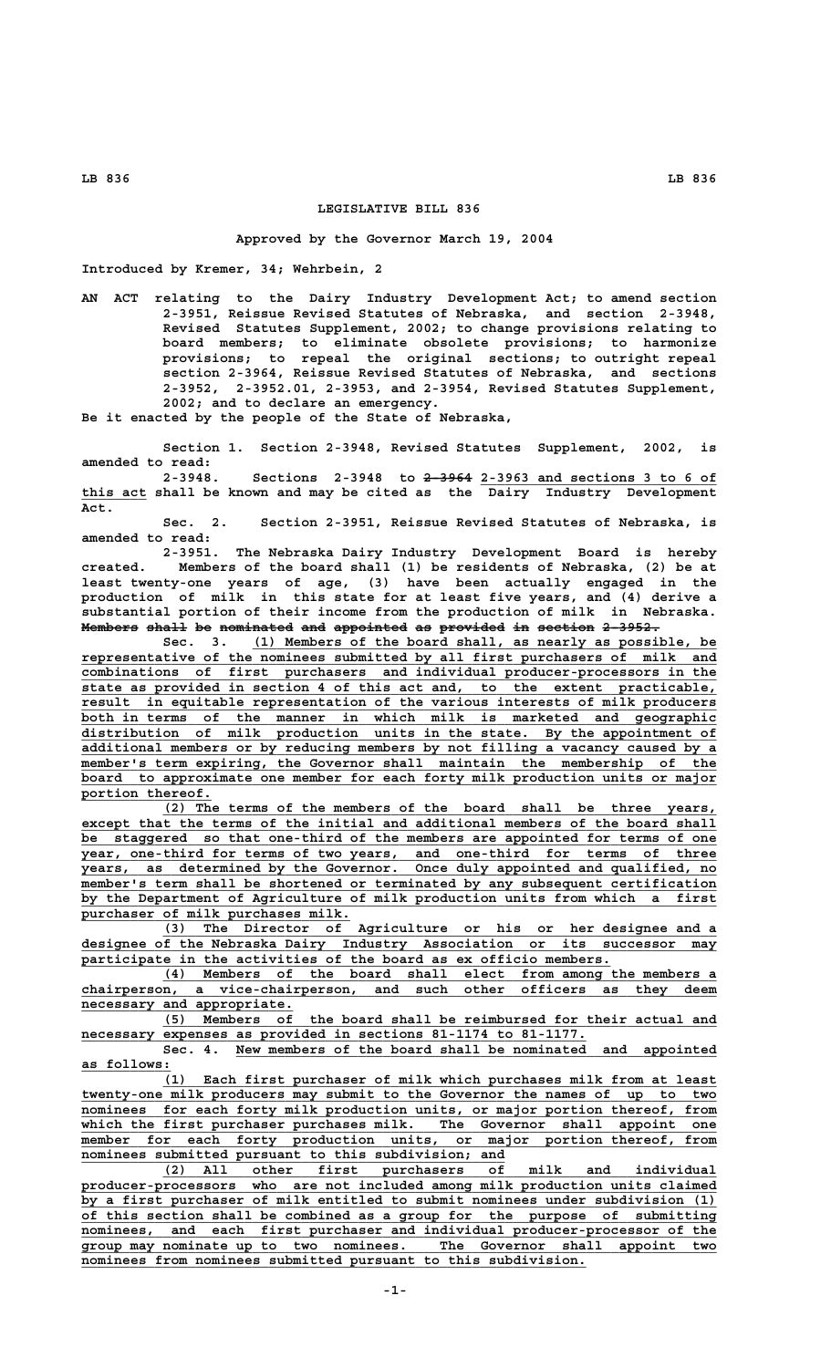# LEGISLATIVE BILL 836

Approved by the Governor March 19, 2004

Introduced by Kremer, 34; Wehrbein, 2

AN ACT relating to the Dairy Industry Development Act; to amend section 2-3951, Reissue Revised Statutes of Nebraska, and section 2-3948, Revised Statutes Supplement, 2002; to change provisions relating to board members; to eliminate obsolete provisions; to harmonize provisions; to repeal the original sections; to outright repeal section 2-3964, Reissue Revised Statutes of Nebraska, and sections 2-3952, 2-3952.01, 2-3953, and 2-3954, Revised Statutes Supplement, 2002; and to declare an emergency.

Be it enacted by the people of the State of Nebraska,

Section 1. Section 2-3948, Revised Statutes Supplement, 2002, is amended to read:

2-3948. Sections 2-3948 to ~~2-3964~~ 2-3963 and sections 3 to 6 of this act shall be known and may be cited as the Dairy Industry Development Act.

Sec. 2. Section 2-3951, Reissue Revised Statutes of Nebraska, is amended to read:

2-3951. The Nebraska Dairy Industry Development Board is hereby created. Members of the board shall (1) be residents of Nebraska, (2) be at least twenty-one years of age, (3) have been actually engaged in the production of milk in this state for at least five years, and (4) derive a substantial portion of their income from the production of milk in Nebraska. ~~Members shall be nominated and appointed as provided in section 2-3952.~~

Sec. 3. (1) Members of the board shall, as nearly as possible, be representative of the nominees submitted by all first purchasers of milk and combinations of first purchasers and individual producer-processors in the state as provided in section 4 of this act and, to the extent practicable, result in equitable representation of the various interests of milk producers both in terms of the manner in which milk is marketed and geographic distribution of milk production units in the state. By the appointment of additional members or by reducing members by not filling a vacancy caused by a member's term expiring, the Governor shall maintain the membership of the board to approximate one member for each forty milk production units or major portion thereof.

(2) The terms of the members of the board shall be three years, except that the terms of the initial and additional members of the board shall be staggered so that one-third of the members are appointed for terms of one year, one-third for terms of two years, and one-third for terms of three years, as determined by the Governor. Once duly appointed and qualified, no member's term shall be shortened or terminated by any subsequent certification by the Department of Agriculture of milk production units from which a first purchaser of milk purchases milk.

(3) The Director of Agriculture or his or her designee and a designee of the Nebraska Dairy Industry Association or its successor may participate in the activities of the board as ex officio members.

(4) Members of the board shall elect from among the members a chairperson, a vice-chairperson, and such other officers as they deem necessary and appropriate.

(5) Members of the board shall be reimbursed for their actual and necessary expenses as provided in sections 81-1174 to 81-1177.

Sec. 4. New members of the board shall be nominated and appointed as follows:

(1) Each first purchaser of milk which purchases milk from at least twenty-one milk producers may submit to the Governor the names of up to two nominees for each forty milk production units, or major portion thereof, from which the first purchaser purchases milk. The Governor shall appoint one member for each forty production units, or major portion thereof, from nominees submitted pursuant to this subdivision; and

(2) All other first purchasers of milk and individual producer-processors who are not included among milk production units claimed by a first purchaser of milk entitled to submit nominees under subdivision (1) of this section shall be combined as a group for the purpose of submitting nominees, and each first purchaser and individual producer-processor of the group may nominate up to two nominees. The Governor shall appoint two nominees from nominees submitted pursuant to this subdivision.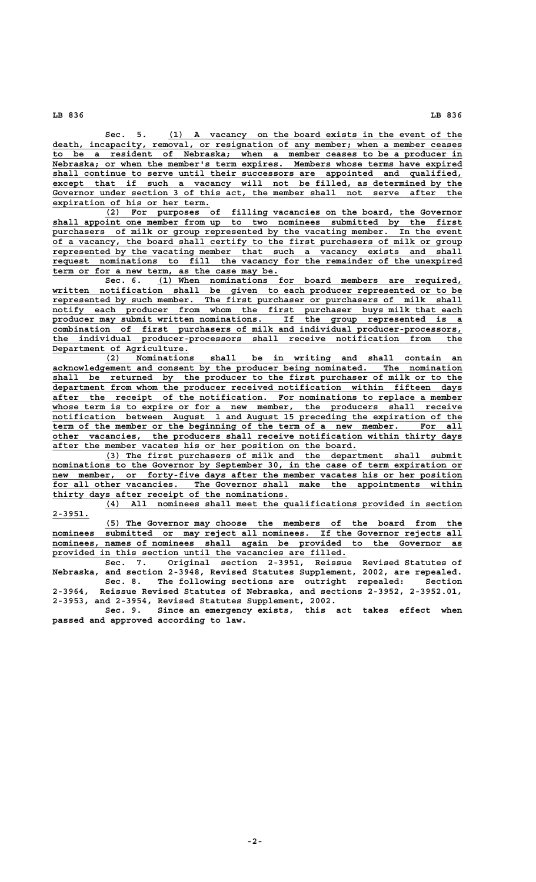Sec. 5. (1) A vacancy on the board exists in the event of the death, incapacity, removal, or resignation of any member; when a member ceases to be a resident of Nebraska; when a member ceases to be a producer in Nebraska; or when the member's term expires. Members whose terms have expired shall continue to serve until their successors are appointed and qualified, except that if such a vacancy will not be filled, as determined by the Governor under section 3 of this act, the member shall not serve after the expiration of his or her term.

(2) For purposes of filling vacancies on the board, the Governor shall appoint one member from up to two nominees submitted by the first purchasers of milk or group represented by the vacating member. In the event of a vacancy, the board shall certify to the first purchasers of milk or group represented by the vacating member that such a vacancy exists and shall request nominations to fill the vacancy for the remainder of the unexpired term or for a new term, as the case may be.

Sec. 6. (1) When nominations for board members are required, written notification shall be given to each producer represented or to be represented by such member. The first purchaser or purchasers of milk shall notify each producer from whom the first purchaser buys milk that each producer may submit written nominations. If the group represented is a combination of first purchasers of milk and individual producer-processors, the individual producer-processors shall receive notification from the Department of Agriculture.

(2) Nominations shall be in writing and shall contain an acknowledgement and consent by the producer being nominated. The nomination shall be returned by the producer to the first purchaser of milk or to the department from whom the producer received notification within fifteen days after the receipt of the notification. For nominations to replace a member whose term is to expire or for a new member, the producers shall receive notification between August 1 and August 15 preceding the expiration of the term of the member or the beginning of the term of a new member. For all other vacancies, the producers shall receive notification within thirty days after the member vacates his or her position on the board.

(3) The first purchasers of milk and the department shall submit nominations to the Governor by September 30, in the case of term expiration or new member, or forty-five days after the member vacates his or her position for all other vacancies. The Governor shall make the appointments within thirty days after receipt of the nominations.

(4) All nominees shall meet the qualifications provided in section 2-3951.

(5) The Governor may choose the members of the board from the nominees submitted or may reject all nominees. If the Governor rejects all nominees, names of nominees shall again be provided to the Governor as provided in this section until the vacancies are filled.

Sec. 7. Original section 2-3951, Reissue Revised Statutes of Nebraska, and section 2-3948, Revised Statutes Supplement, 2002, are repealed.

Sec. 8. The following sections are outright repealed: Section 2-3964, Reissue Revised Statutes of Nebraska, and sections 2-3952, 2-3952.01, 2-3953, and 2-3954, Revised Statutes Supplement, 2002.

Sec. 9. Since an emergency exists, this act takes effect when passed and approved according to law.